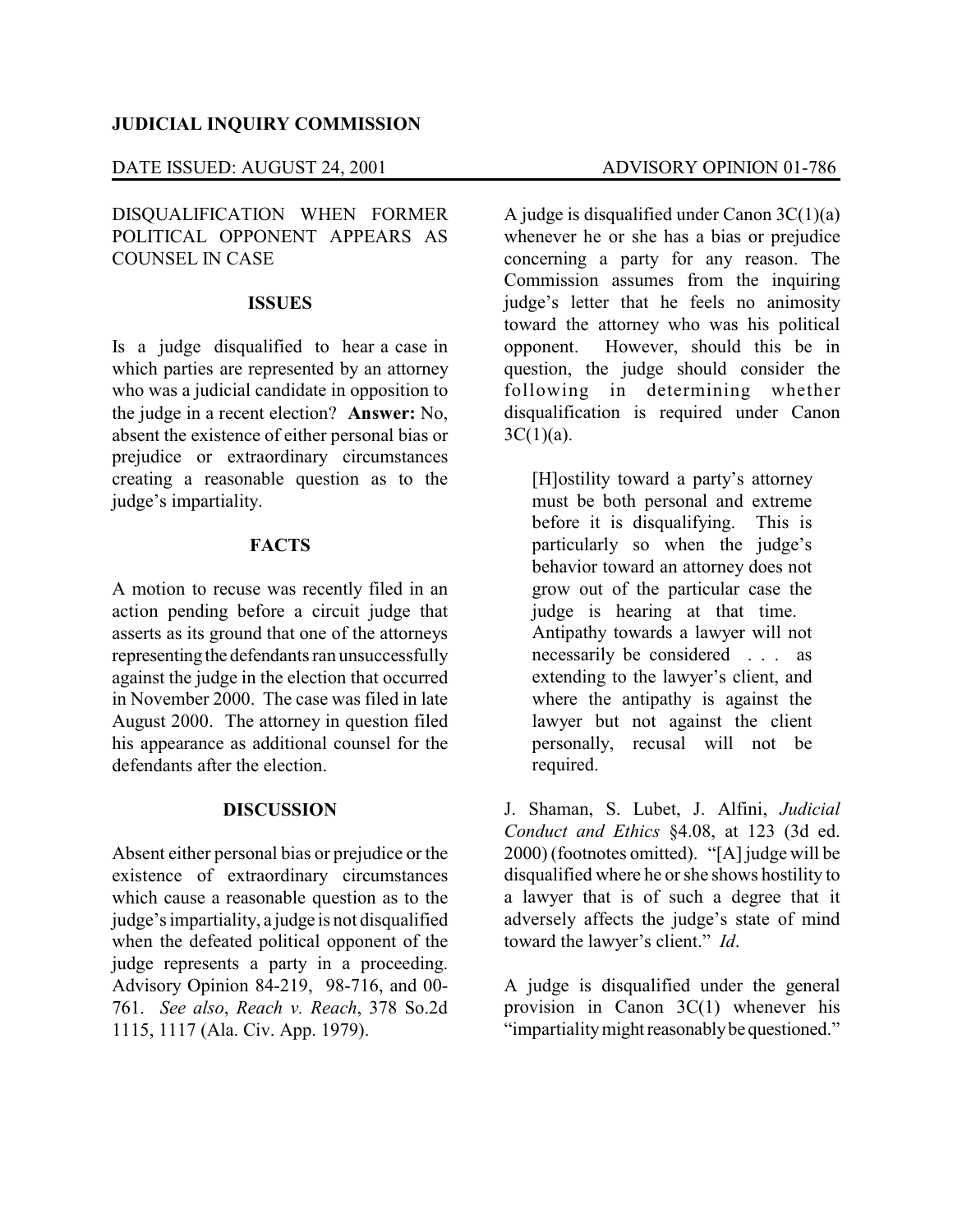**JUDICIAL INQUIRY COMMISSION**

DATE ISSUED: AUGUST 24, 2001 ADVISORY OPINION 01-786

DISQUALIFICATION WHEN FORMER POLITICAL OPPONENT APPEARS AS COUNSEL IN CASE

**ISSUES**

Is a judge disqualified to hear a case in which parties are represented by an attorney who was a judicial candidate in opposition to the judge in a recent election? **Answer:** No, absent the existence of either personal bias or prejudice or extraordinary circumstances creating a reasonable question as to the judge's impartiality.

**FACTS**

A motion to recuse was recently filed in an action pending before a circuit judge that asserts as its ground that one of the attorneys representing the defendants ran unsuccessfully against the judge in the election that occurred in November 2000. The case was filed in late August 2000. The attorney in question filed his appearance as additional counsel for the defendants after the election.

**DISCUSSION**

Absent either personal bias or prejudice or the existence of extraordinary circumstances which cause a reasonable question as to the judge's impartiality, a judge is not disqualified when the defeated political opponent of the judge represents a party in a proceeding. Advisory Opinion 84-219, 98-716, and 00-761. *See also*, *Reach v. Reach*, 378 So.2d 1115, 1117 (Ala. Civ. App. 1979).

A judge is disqualified under Canon 3C(1)(a) whenever he or she has a bias or prejudice concerning a party for any reason. The Commission assumes from the inquiring judge's letter that he feels no animosity toward the attorney who was his political opponent. However, should this be in question, the judge should consider the following in determining whether disqualification is required under Canon 3C(1)(a).

> [H]ostility toward a party's attorney must be both personal and extreme before it is disqualifying. This is particularly so when the judge's behavior toward an attorney does not grow out of the particular case the judge is hearing at that time. Antipathy towards a lawyer will not necessarily be considered . . . as extending to the lawyer's client, and where the antipathy is against the lawyer but not against the client personally, recusal will not be required.

J. Shaman, S. Lubet, J. Alfini, *Judicial Conduct and Ethics* §4.08, at 123 (3d ed. 2000) (footnotes omitted). "[A] judge will be disqualified where he or she shows hostility to a lawyer that is of such a degree that it adversely affects the judge's state of mind toward the lawyer's client." *Id*.

A judge is disqualified under the general provision in Canon 3C(1) whenever his "impartiality might reasonably be questioned."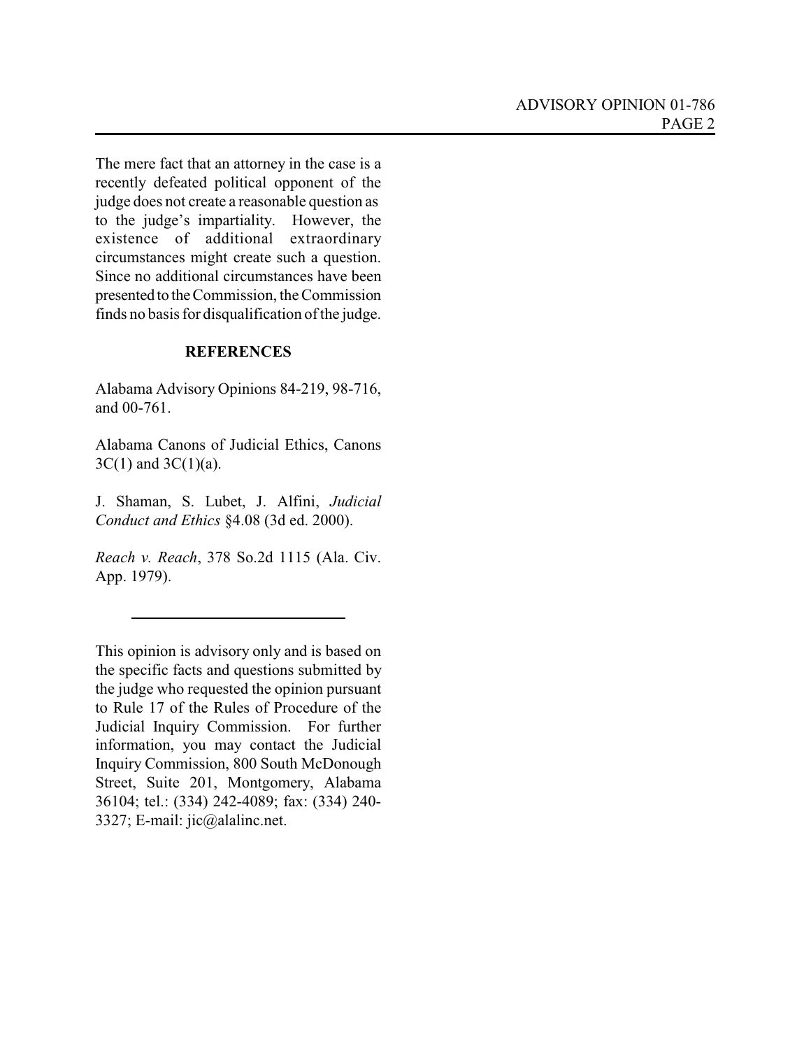The mere fact that an attorney in the case is a recently defeated political opponent of the judge does not create a reasonable question as to the judge's impartiality. However, the existence of additional extraordinary circumstances might create such a question. Since no additional circumstances have been presented to the Commission, the Commission finds no basis for disqualification of the judge.

## REFERENCES

Alabama Advisory Opinions 84-219, 98-716, and 00-761.

Alabama Canons of Judicial Ethics, Canons 3C(1) and 3C(1)(a).

J. Shaman, S. Lubet, J. Alfini, *Judicial Conduct and Ethics* §4.08 (3d ed. 2000).

*Reach v. Reach*, 378 So.2d 1115 (Ala. Civ. App. 1979).

---

This opinion is advisory only and is based on the specific facts and questions submitted by the judge who requested the opinion pursuant to Rule 17 of the Rules of Procedure of the Judicial Inquiry Commission. For further information, you may contact the Judicial Inquiry Commission, 800 South McDonough Street, Suite 201, Montgomery, Alabama 36104; tel.: (334) 242-4089; fax: (334) 240-3327; E-mail: jic@alalinc.net.